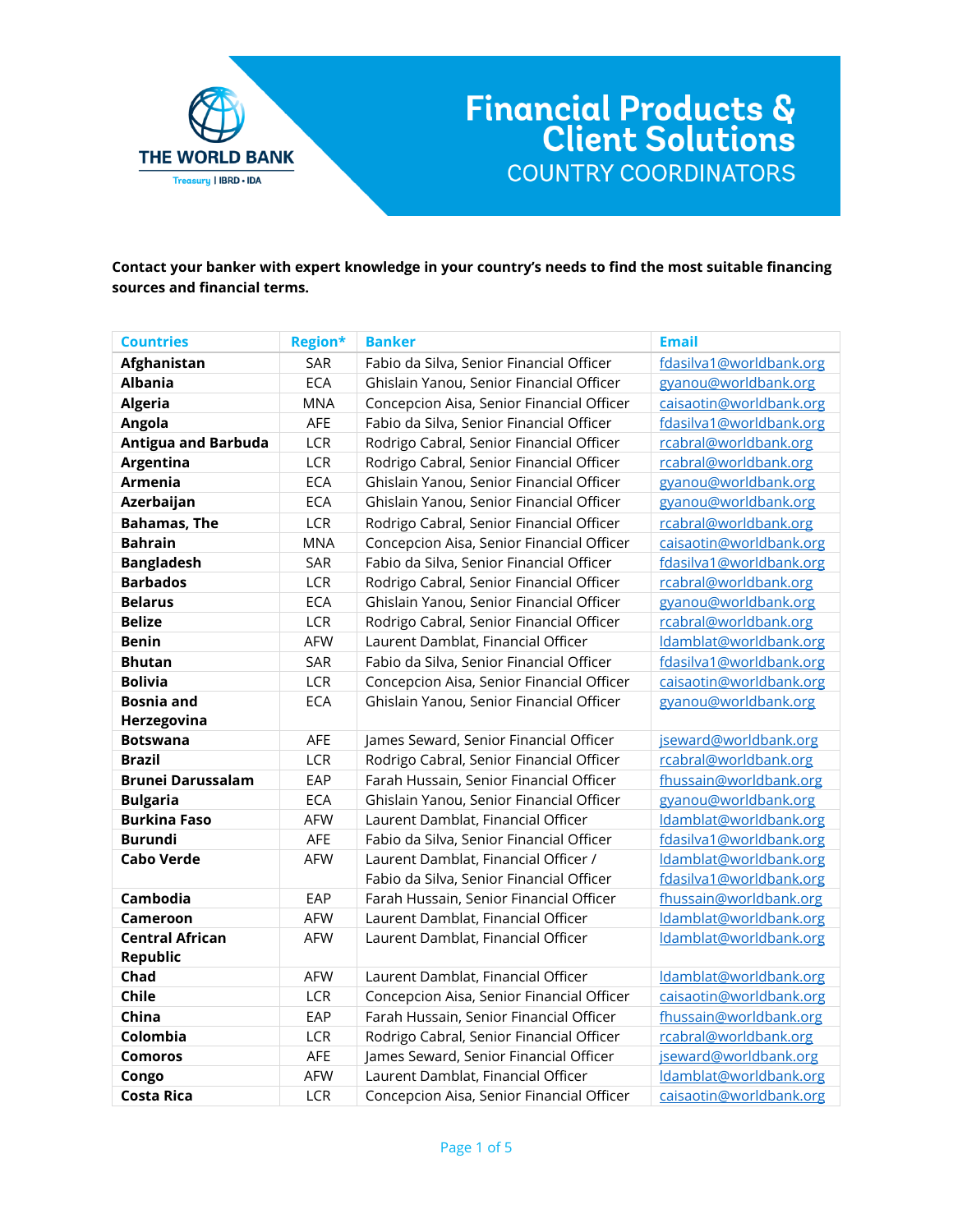THE WORLD BANK
Treasury | IBRD • IDA

# Financial Products & Client Solutions
## COUNTRY COORDINATORS

**Contact your banker with expert knowledge in your country's needs to find the most suitable financing sources and financial terms.**

| Countries | Region* | Banker | Email |
|---|---|---|---|
| **Afghanistan** | SAR | Fabio da Silva, Senior Financial Officer | fdasilva1@worldbank.org |
| **Albania** | ECA | Ghislain Yanou, Senior Financial Officer | gyanou@worldbank.org |
| **Algeria** | MNA | Concepcion Aisa, Senior Financial Officer | caisaotin@worldbank.org |
| **Angola** | AFE | Fabio da Silva, Senior Financial Officer | fdasilva1@worldbank.org |
| **Antigua and Barbuda** | LCR | Rodrigo Cabral, Senior Financial Officer | rcabral@worldbank.org |
| **Argentina** | LCR | Rodrigo Cabral, Senior Financial Officer | rcabral@worldbank.org |
| **Armenia** | ECA | Ghislain Yanou, Senior Financial Officer | gyanou@worldbank.org |
| **Azerbaijan** | ECA | Ghislain Yanou, Senior Financial Officer | gyanou@worldbank.org |
| **Bahamas, The** | LCR | Rodrigo Cabral, Senior Financial Officer | rcabral@worldbank.org |
| **Bahrain** | MNA | Concepcion Aisa, Senior Financial Officer | caisaotin@worldbank.org |
| **Bangladesh** | SAR | Fabio da Silva, Senior Financial Officer | fdasilva1@worldbank.org |
| **Barbados** | LCR | Rodrigo Cabral, Senior Financial Officer | rcabral@worldbank.org |
| **Belarus** | ECA | Ghislain Yanou, Senior Financial Officer | gyanou@worldbank.org |
| **Belize** | LCR | Rodrigo Cabral, Senior Financial Officer | rcabral@worldbank.org |
| **Benin** | AFW | Laurent Damblat, Financial Officer | ldamblat@worldbank.org |
| **Bhutan** | SAR | Fabio da Silva, Senior Financial Officer | fdasilva1@worldbank.org |
| **Bolivia** | LCR | Concepcion Aisa, Senior Financial Officer | caisaotin@worldbank.org |
| **Bosnia and Herzegovina** | ECA | Ghislain Yanou, Senior Financial Officer | gyanou@worldbank.org |
| **Botswana** | AFE | James Seward, Senior Financial Officer | jseward@worldbank.org |
| **Brazil** | LCR | Rodrigo Cabral, Senior Financial Officer | rcabral@worldbank.org |
| **Brunei Darussalam** | EAP | Farah Hussain, Senior Financial Officer | fhussain@worldbank.org |
| **Bulgaria** | ECA | Ghislain Yanou, Senior Financial Officer | gyanou@worldbank.org |
| **Burkina Faso** | AFW | Laurent Damblat, Financial Officer | ldamblat@worldbank.org |
| **Burundi** | AFE | Fabio da Silva, Senior Financial Officer | fdasilva1@worldbank.org |
| **Cabo Verde** | AFW | Laurent Damblat, Financial Officer / Fabio da Silva, Senior Financial Officer | ldamblat@worldbank.org fdasilva1@worldbank.org |
| **Cambodia** | EAP | Farah Hussain, Senior Financial Officer | fhussain@worldbank.org |
| **Cameroon** | AFW | Laurent Damblat, Financial Officer | ldamblat@worldbank.org |
| **Central African Republic** | AFW | Laurent Damblat, Financial Officer | ldamblat@worldbank.org |
| **Chad** | AFW | Laurent Damblat, Financial Officer | ldamblat@worldbank.org |
| **Chile** | LCR | Concepcion Aisa, Senior Financial Officer | caisaotin@worldbank.org |
| **China** | EAP | Farah Hussain, Senior Financial Officer | fhussain@worldbank.org |
| **Colombia** | LCR | Rodrigo Cabral, Senior Financial Officer | rcabral@worldbank.org |
| **Comoros** | AFE | James Seward, Senior Financial Officer | jseward@worldbank.org |
| **Congo** | AFW | Laurent Damblat, Financial Officer | ldamblat@worldbank.org |
| **Costa Rica** | LCR | Concepcion Aisa, Senior Financial Officer | caisaotin@worldbank.org |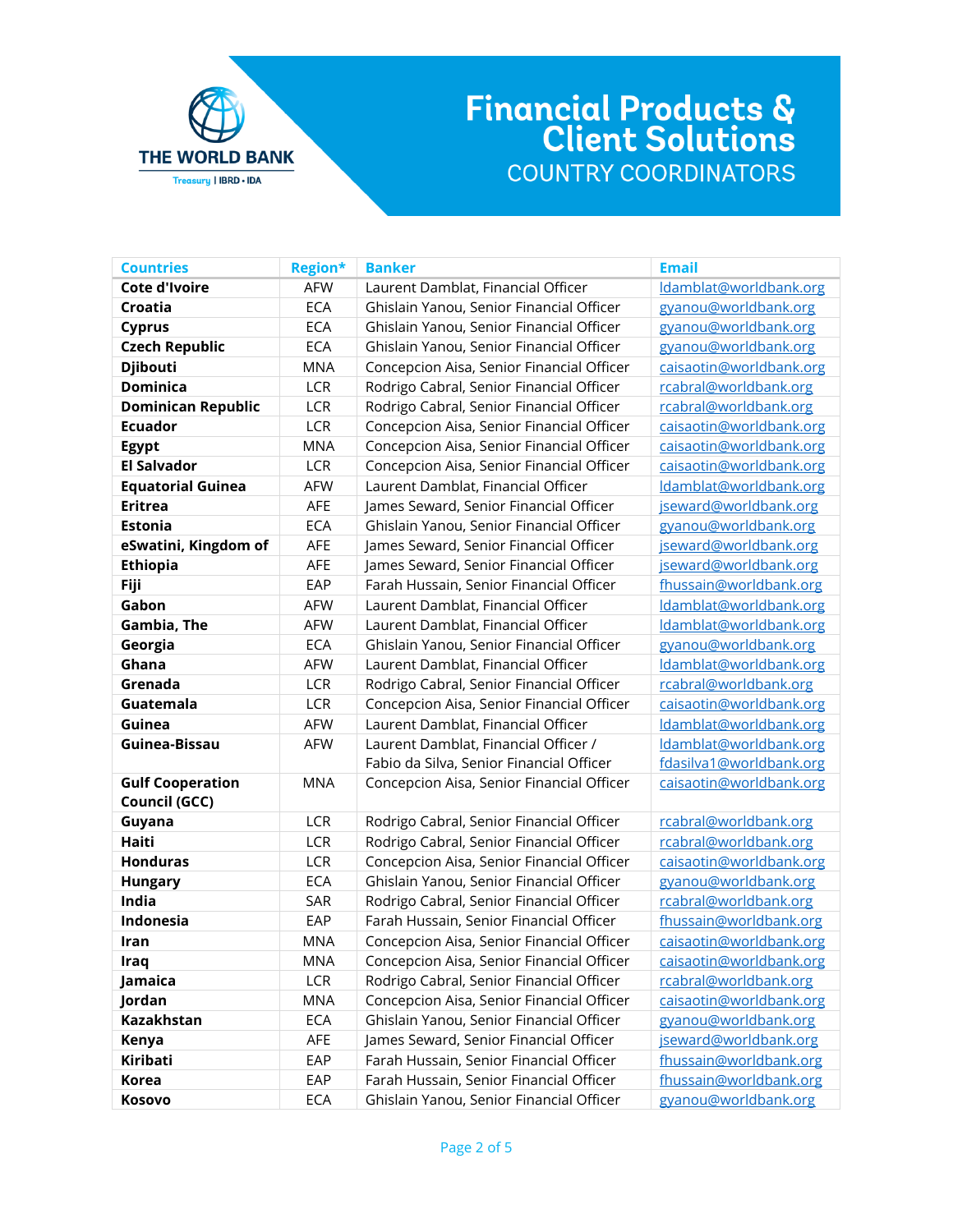# Financial Products & Client Solutions

## COUNTRY COORDINATORS

| Countries | Region* | Banker | Email |
|---|---|---|---|
| **Cote d'Ivoire** | AFW | Laurent Damblat, Financial Officer | ldamblat@worldbank.org |
| **Croatia** | ECA | Ghislain Yanou, Senior Financial Officer | gyanou@worldbank.org |
| **Cyprus** | ECA | Ghislain Yanou, Senior Financial Officer | gyanou@worldbank.org |
| **Czech Republic** | ECA | Ghislain Yanou, Senior Financial Officer | gyanou@worldbank.org |
| **Djibouti** | MNA | Concepcion Aisa, Senior Financial Officer | caisaotin@worldbank.org |
| **Dominica** | LCR | Rodrigo Cabral, Senior Financial Officer | rcabral@worldbank.org |
| **Dominican Republic** | LCR | Rodrigo Cabral, Senior Financial Officer | rcabral@worldbank.org |
| **Ecuador** | LCR | Concepcion Aisa, Senior Financial Officer | caisaotin@worldbank.org |
| **Egypt** | MNA | Concepcion Aisa, Senior Financial Officer | caisaotin@worldbank.org |
| **El Salvador** | LCR | Concepcion Aisa, Senior Financial Officer | caisaotin@worldbank.org |
| **Equatorial Guinea** | AFW | Laurent Damblat, Financial Officer | ldamblat@worldbank.org |
| **Eritrea** | AFE | James Seward, Senior Financial Officer | jseward@worldbank.org |
| **Estonia** | ECA | Ghislain Yanou, Senior Financial Officer | gyanou@worldbank.org |
| **eSwatini, Kingdom of** | AFE | James Seward, Senior Financial Officer | jseward@worldbank.org |
| **Ethiopia** | AFE | James Seward, Senior Financial Officer | jseward@worldbank.org |
| **Fiji** | EAP | Farah Hussain, Senior Financial Officer | fhussain@worldbank.org |
| **Gabon** | AFW | Laurent Damblat, Financial Officer | ldamblat@worldbank.org |
| **Gambia, The** | AFW | Laurent Damblat, Financial Officer | ldamblat@worldbank.org |
| **Georgia** | ECA | Ghislain Yanou, Senior Financial Officer | gyanou@worldbank.org |
| **Ghana** | AFW | Laurent Damblat, Financial Officer | ldamblat@worldbank.org |
| **Grenada** | LCR | Rodrigo Cabral, Senior Financial Officer | rcabral@worldbank.org |
| **Guatemala** | LCR | Concepcion Aisa, Senior Financial Officer | caisaotin@worldbank.org |
| **Guinea** | AFW | Laurent Damblat, Financial Officer | ldamblat@worldbank.org |
| **Guinea-Bissau** | AFW | Laurent Damblat, Financial Officer / Fabio da Silva, Senior Financial Officer | ldamblat@worldbank.org fdasilva1@worldbank.org |
| **Gulf Cooperation Council (GCC)** | MNA | Concepcion Aisa, Senior Financial Officer | caisaotin@worldbank.org |
| **Guyana** | LCR | Rodrigo Cabral, Senior Financial Officer | rcabral@worldbank.org |
| **Haiti** | LCR | Rodrigo Cabral, Senior Financial Officer | rcabral@worldbank.org |
| **Honduras** | LCR | Concepcion Aisa, Senior Financial Officer | caisaotin@worldbank.org |
| **Hungary** | ECA | Ghislain Yanou, Senior Financial Officer | gyanou@worldbank.org |
| **India** | SAR | Rodrigo Cabral, Senior Financial Officer | rcabral@worldbank.org |
| **Indonesia** | EAP | Farah Hussain, Senior Financial Officer | fhussain@worldbank.org |
| **Iran** | MNA | Concepcion Aisa, Senior Financial Officer | caisaotin@worldbank.org |
| **Iraq** | MNA | Concepcion Aisa, Senior Financial Officer | caisaotin@worldbank.org |
| **Jamaica** | LCR | Rodrigo Cabral, Senior Financial Officer | rcabral@worldbank.org |
| **Jordan** | MNA | Concepcion Aisa, Senior Financial Officer | caisaotin@worldbank.org |
| **Kazakhstan** | ECA | Ghislain Yanou, Senior Financial Officer | gyanou@worldbank.org |
| **Kenya** | AFE | James Seward, Senior Financial Officer | jseward@worldbank.org |
| **Kiribati** | EAP | Farah Hussain, Senior Financial Officer | fhussain@worldbank.org |
| **Korea** | EAP | Farah Hussain, Senior Financial Officer | fhussain@worldbank.org |
| **Kosovo** | ECA | Ghislain Yanou, Senior Financial Officer | gyanou@worldbank.org |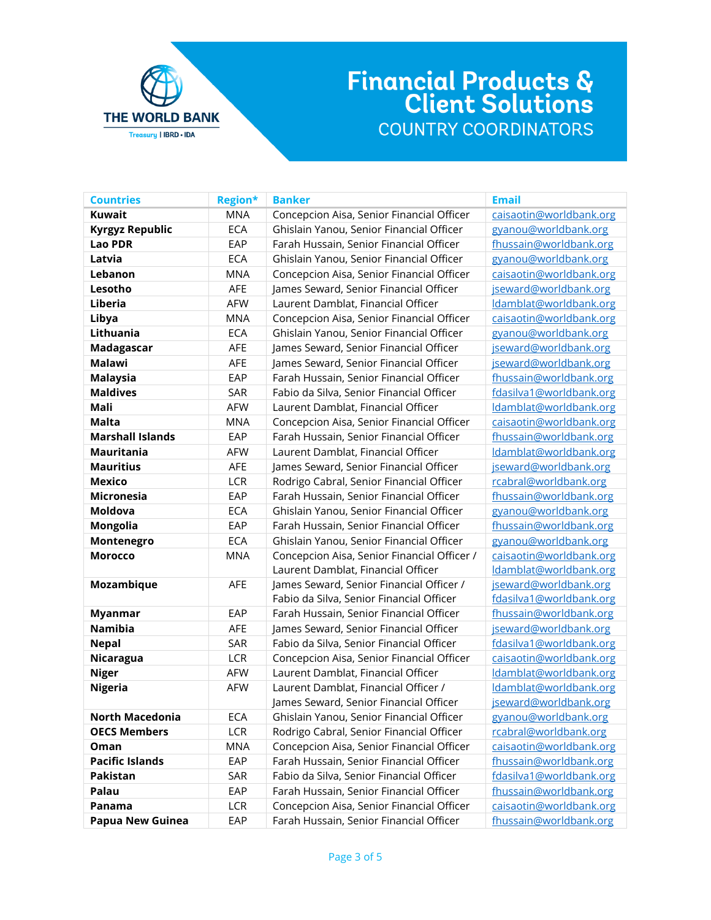# Financial Products & Client Solutions

## COUNTRY COORDINATORS

| Countries | Region* | Banker | Email |
|---|---|---|---|
| **Kuwait** | MNA | Concepcion Aisa, Senior Financial Officer | caisaotin@worldbank.org |
| **Kyrgyz Republic** | ECA | Ghislain Yanou, Senior Financial Officer | gyanou@worldbank.org |
| **Lao PDR** | EAP | Farah Hussain, Senior Financial Officer | fhussain@worldbank.org |
| **Latvia** | ECA | Ghislain Yanou, Senior Financial Officer | gyanou@worldbank.org |
| **Lebanon** | MNA | Concepcion Aisa, Senior Financial Officer | caisaotin@worldbank.org |
| **Lesotho** | AFE | James Seward, Senior Financial Officer | jseward@worldbank.org |
| **Liberia** | AFW | Laurent Damblat, Financial Officer | ldamblat@worldbank.org |
| **Libya** | MNA | Concepcion Aisa, Senior Financial Officer | caisaotin@worldbank.org |
| **Lithuania** | ECA | Ghislain Yanou, Senior Financial Officer | gyanou@worldbank.org |
| **Madagascar** | AFE | James Seward, Senior Financial Officer | jseward@worldbank.org |
| **Malawi** | AFE | James Seward, Senior Financial Officer | jseward@worldbank.org |
| **Malaysia** | EAP | Farah Hussain, Senior Financial Officer | fhussain@worldbank.org |
| **Maldives** | SAR | Fabio da Silva, Senior Financial Officer | fdasilva1@worldbank.org |
| **Mali** | AFW | Laurent Damblat, Financial Officer | ldamblat@worldbank.org |
| **Malta** | MNA | Concepcion Aisa, Senior Financial Officer | caisaotin@worldbank.org |
| **Marshall Islands** | EAP | Farah Hussain, Senior Financial Officer | fhussain@worldbank.org |
| **Mauritania** | AFW | Laurent Damblat, Financial Officer | ldamblat@worldbank.org |
| **Mauritius** | AFE | James Seward, Senior Financial Officer | jseward@worldbank.org |
| **Mexico** | LCR | Rodrigo Cabral, Senior Financial Officer | rcabral@worldbank.org |
| **Micronesia** | EAP | Farah Hussain, Senior Financial Officer | fhussain@worldbank.org |
| **Moldova** | ECA | Ghislain Yanou, Senior Financial Officer | gyanou@worldbank.org |
| **Mongolia** | EAP | Farah Hussain, Senior Financial Officer | fhussain@worldbank.org |
| **Montenegro** | ECA | Ghislain Yanou, Senior Financial Officer | gyanou@worldbank.org |
| **Morocco** | MNA | Concepcion Aisa, Senior Financial Officer / Laurent Damblat, Financial Officer | caisaotin@worldbank.org ldamblat@worldbank.org |
| **Mozambique** | AFE | James Seward, Senior Financial Officer / Fabio da Silva, Senior Financial Officer | jseward@worldbank.org fdasilva1@worldbank.org |
| **Myanmar** | EAP | Farah Hussain, Senior Financial Officer | fhussain@worldbank.org |
| **Namibia** | AFE | James Seward, Senior Financial Officer | jseward@worldbank.org |
| **Nepal** | SAR | Fabio da Silva, Senior Financial Officer | fdasilva1@worldbank.org |
| **Nicaragua** | LCR | Concepcion Aisa, Senior Financial Officer | caisaotin@worldbank.org |
| **Niger** | AFW | Laurent Damblat, Financial Officer | ldamblat@worldbank.org |
| **Nigeria** | AFW | Laurent Damblat, Financial Officer / James Seward, Senior Financial Officer | ldamblat@worldbank.org jseward@worldbank.org |
| **North Macedonia** | ECA | Ghislain Yanou, Senior Financial Officer | gyanou@worldbank.org |
| **OECS Members** | LCR | Rodrigo Cabral, Senior Financial Officer | rcabral@worldbank.org |
| **Oman** | MNA | Concepcion Aisa, Senior Financial Officer | caisaotin@worldbank.org |
| **Pacific Islands** | EAP | Farah Hussain, Senior Financial Officer | fhussain@worldbank.org |
| **Pakistan** | SAR | Fabio da Silva, Senior Financial Officer | fdasilva1@worldbank.org |
| **Palau** | EAP | Farah Hussain, Senior Financial Officer | fhussain@worldbank.org |
| **Panama** | LCR | Concepcion Aisa, Senior Financial Officer | caisaotin@worldbank.org |
| **Papua New Guinea** | EAP | Farah Hussain, Senior Financial Officer | fhussain@worldbank.org |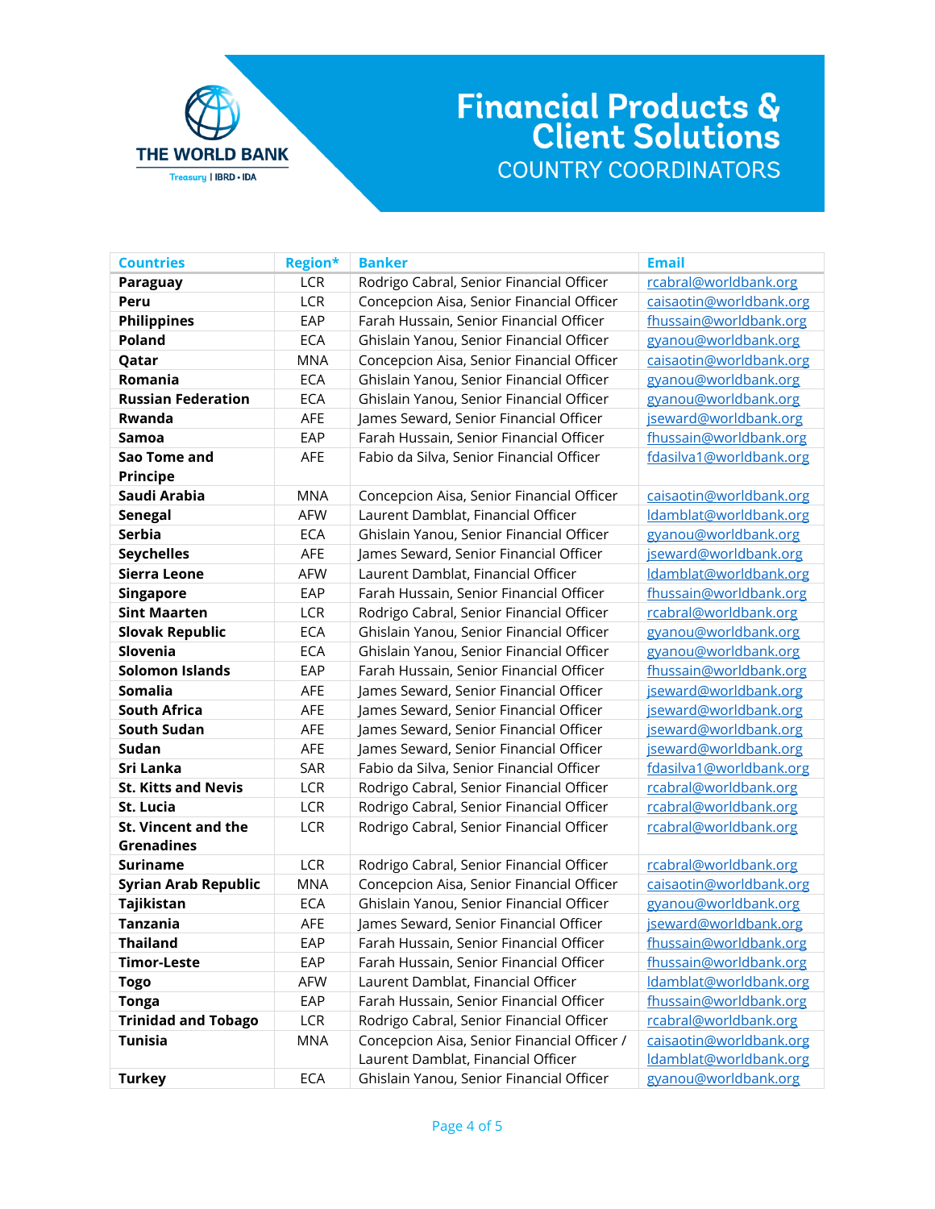# Financial Products & Client Solutions

## COUNTRY COORDINATORS

| Countries | Region* | Banker | Email |
|---|---|---|---|
| **Paraguay** | LCR | Rodrigo Cabral, Senior Financial Officer | rcabral@worldbank.org |
| **Peru** | LCR | Concepcion Aisa, Senior Financial Officer | caisaotin@worldbank.org |
| **Philippines** | EAP | Farah Hussain, Senior Financial Officer | fhussain@worldbank.org |
| **Poland** | ECA | Ghislain Yanou, Senior Financial Officer | gyanou@worldbank.org |
| **Qatar** | MNA | Concepcion Aisa, Senior Financial Officer | caisaotin@worldbank.org |
| **Romania** | ECA | Ghislain Yanou, Senior Financial Officer | gyanou@worldbank.org |
| **Russian Federation** | ECA | Ghislain Yanou, Senior Financial Officer | gyanou@worldbank.org |
| **Rwanda** | AFE | James Seward, Senior Financial Officer | jseward@worldbank.org |
| **Samoa** | EAP | Farah Hussain, Senior Financial Officer | fhussain@worldbank.org |
| **Sao Tome and Principe** | AFE | Fabio da Silva, Senior Financial Officer | fdasilva1@worldbank.org |
| **Saudi Arabia** | MNA | Concepcion Aisa, Senior Financial Officer | caisaotin@worldbank.org |
| **Senegal** | AFW | Laurent Damblat, Financial Officer | ldamblat@worldbank.org |
| **Serbia** | ECA | Ghislain Yanou, Senior Financial Officer | gyanou@worldbank.org |
| **Seychelles** | AFE | James Seward, Senior Financial Officer | jseward@worldbank.org |
| **Sierra Leone** | AFW | Laurent Damblat, Financial Officer | ldamblat@worldbank.org |
| **Singapore** | EAP | Farah Hussain, Senior Financial Officer | fhussain@worldbank.org |
| **Sint Maarten** | LCR | Rodrigo Cabral, Senior Financial Officer | rcabral@worldbank.org |
| **Slovak Republic** | ECA | Ghislain Yanou, Senior Financial Officer | gyanou@worldbank.org |
| **Slovenia** | ECA | Ghislain Yanou, Senior Financial Officer | gyanou@worldbank.org |
| **Solomon Islands** | EAP | Farah Hussain, Senior Financial Officer | fhussain@worldbank.org |
| **Somalia** | AFE | James Seward, Senior Financial Officer | jseward@worldbank.org |
| **South Africa** | AFE | James Seward, Senior Financial Officer | jseward@worldbank.org |
| **South Sudan** | AFE | James Seward, Senior Financial Officer | jseward@worldbank.org |
| **Sudan** | AFE | James Seward, Senior Financial Officer | jseward@worldbank.org |
| **Sri Lanka** | SAR | Fabio da Silva, Senior Financial Officer | fdasilva1@worldbank.org |
| **St. Kitts and Nevis** | LCR | Rodrigo Cabral, Senior Financial Officer | rcabral@worldbank.org |
| **St. Lucia** | LCR | Rodrigo Cabral, Senior Financial Officer | rcabral@worldbank.org |
| **St. Vincent and the Grenadines** | LCR | Rodrigo Cabral, Senior Financial Officer | rcabral@worldbank.org |
| **Suriname** | LCR | Rodrigo Cabral, Senior Financial Officer | rcabral@worldbank.org |
| **Syrian Arab Republic** | MNA | Concepcion Aisa, Senior Financial Officer | caisaotin@worldbank.org |
| **Tajikistan** | ECA | Ghislain Yanou, Senior Financial Officer | gyanou@worldbank.org |
| **Tanzania** | AFE | James Seward, Senior Financial Officer | jseward@worldbank.org |
| **Thailand** | EAP | Farah Hussain, Senior Financial Officer | fhussain@worldbank.org |
| **Timor-Leste** | EAP | Farah Hussain, Senior Financial Officer | fhussain@worldbank.org |
| **Togo** | AFW | Laurent Damblat, Financial Officer | ldamblat@worldbank.org |
| **Tonga** | EAP | Farah Hussain, Senior Financial Officer | fhussain@worldbank.org |
| **Trinidad and Tobago** | LCR | Rodrigo Cabral, Senior Financial Officer | rcabral@worldbank.org |
| **Tunisia** | MNA | Concepcion Aisa, Senior Financial Officer / Laurent Damblat, Financial Officer | caisaotin@worldbank.org ldamblat@worldbank.org |
| **Turkey** | ECA | Ghislain Yanou, Senior Financial Officer | gyanou@worldbank.org |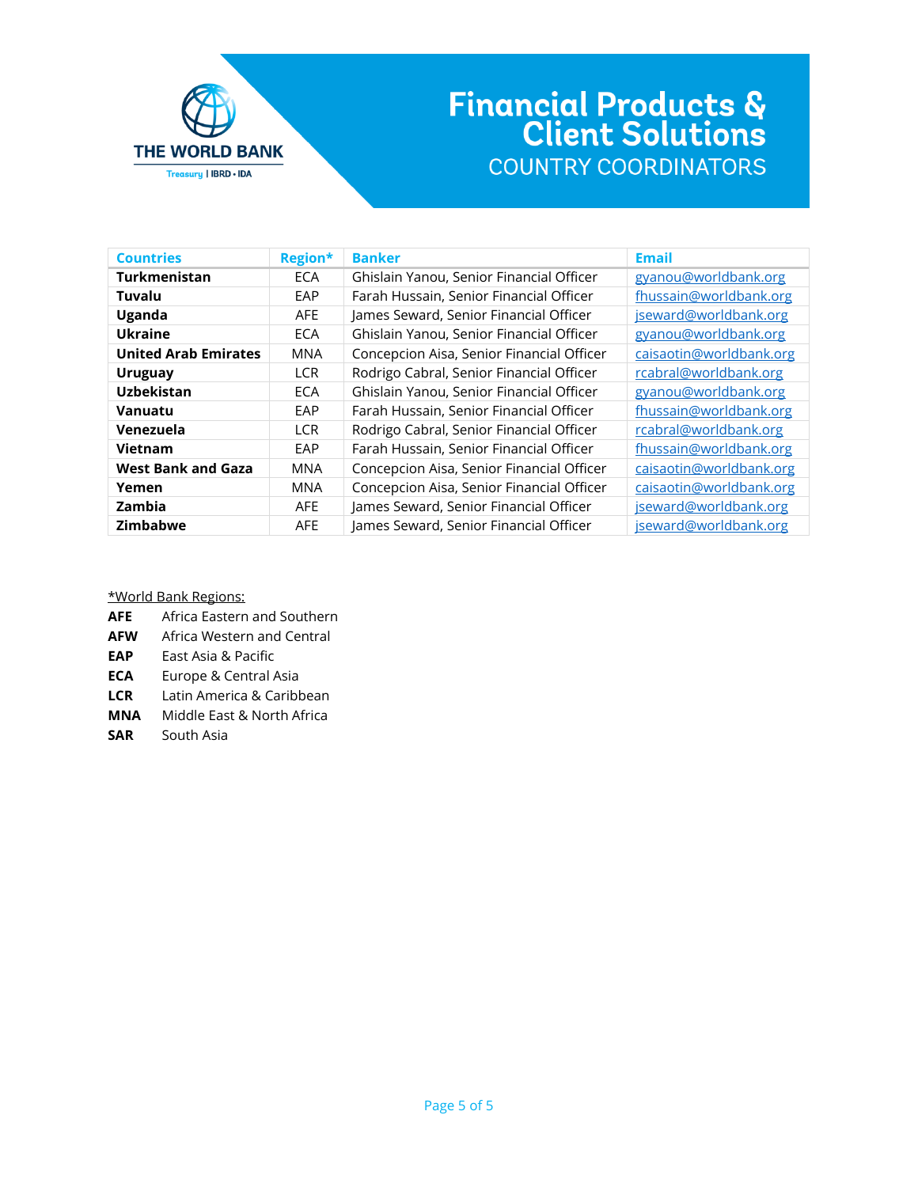# Financial Products & Client Solutions

## COUNTRY COORDINATORS

| Countries | Region* | Banker | Email |
|---|---|---|---|
| **Turkmenistan** | ECA | Ghislain Yanou, Senior Financial Officer | gyanou@worldbank.org |
| **Tuvalu** | EAP | Farah Hussain, Senior Financial Officer | fhussain@worldbank.org |
| **Uganda** | AFE | James Seward, Senior Financial Officer | jseward@worldbank.org |
| **Ukraine** | ECA | Ghislain Yanou, Senior Financial Officer | gyanou@worldbank.org |
| **United Arab Emirates** | MNA | Concepcion Aisa, Senior Financial Officer | caisaotin@worldbank.org |
| **Uruguay** | LCR | Rodrigo Cabral, Senior Financial Officer | rcabral@worldbank.org |
| **Uzbekistan** | ECA | Ghislain Yanou, Senior Financial Officer | gyanou@worldbank.org |
| **Vanuatu** | EAP | Farah Hussain, Senior Financial Officer | fhussain@worldbank.org |
| **Venezuela** | LCR | Rodrigo Cabral, Senior Financial Officer | rcabral@worldbank.org |
| **Vietnam** | EAP | Farah Hussain, Senior Financial Officer | fhussain@worldbank.org |
| **West Bank and Gaza** | MNA | Concepcion Aisa, Senior Financial Officer | caisaotin@worldbank.org |
| **Yemen** | MNA | Concepcion Aisa, Senior Financial Officer | caisaotin@worldbank.org |
| **Zambia** | AFE | James Seward, Senior Financial Officer | jseward@worldbank.org |
| **Zimbabwe** | AFE | James Seward, Senior Financial Officer | jseward@worldbank.org |

*World Bank Regions:

**AFE** Africa Eastern and Southern
**AFW** Africa Western and Central
**EAP** East Asia & Pacific
**ECA** Europe & Central Asia
**LCR** Latin America & Caribbean
**MNA** Middle East & North Africa
**SAR** South Asia